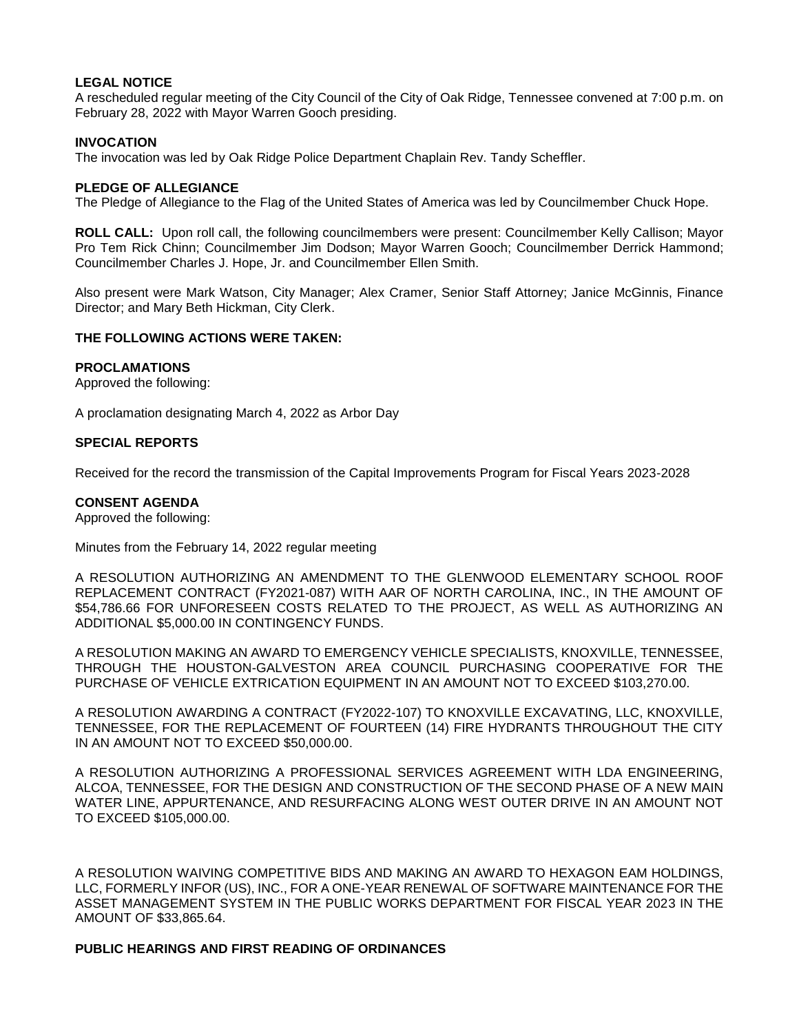**LEGAL NOTICE**
A rescheduled regular meeting of the City Council of the City of Oak Ridge, Tennessee convened at 7:00 p.m. on February 28, 2022 with Mayor Warren Gooch presiding.

**INVOCATION**
The invocation was led by Oak Ridge Police Department Chaplain Rev. Tandy Scheffler.

**PLEDGE OF ALLEGIANCE**
The Pledge of Allegiance to the Flag of the United States of America was led by Councilmember Chuck Hope.

**ROLL CALL:** Upon roll call, the following councilmembers were present: Councilmember Kelly Callison; Mayor Pro Tem Rick Chinn; Councilmember Jim Dodson; Mayor Warren Gooch; Councilmember Derrick Hammond; Councilmember Charles J. Hope, Jr. and Councilmember Ellen Smith.

Also present were Mark Watson, City Manager; Alex Cramer, Senior Staff Attorney; Janice McGinnis, Finance Director; and Mary Beth Hickman, City Clerk.

**THE FOLLOWING ACTIONS WERE TAKEN:**

**PROCLAMATIONS**
Approved the following:

A proclamation designating March 4, 2022 as Arbor Day

**SPECIAL REPORTS**

Received for the record the transmission of the Capital Improvements Program for Fiscal Years 2023-2028

**CONSENT AGENDA**
Approved the following:

Minutes from the February 14, 2022 regular meeting

A RESOLUTION AUTHORIZING AN AMENDMENT TO THE GLENWOOD ELEMENTARY SCHOOL ROOF REPLACEMENT CONTRACT (FY2021-087) WITH AAR OF NORTH CAROLINA, INC., IN THE AMOUNT OF $54,786.66 FOR UNFORESEEN COSTS RELATED TO THE PROJECT, AS WELL AS AUTHORIZING AN ADDITIONAL $5,000.00 IN CONTINGENCY FUNDS.

A RESOLUTION MAKING AN AWARD TO EMERGENCY VEHICLE SPECIALISTS, KNOXVILLE, TENNESSEE, THROUGH THE HOUSTON-GALVESTON AREA COUNCIL PURCHASING COOPERATIVE FOR THE PURCHASE OF VEHICLE EXTRICATION EQUIPMENT IN AN AMOUNT NOT TO EXCEED $103,270.00.

A RESOLUTION AWARDING A CONTRACT (FY2022-107) TO KNOXVILLE EXCAVATING, LLC, KNOXVILLE, TENNESSEE, FOR THE REPLACEMENT OF FOURTEEN (14) FIRE HYDRANTS THROUGHOUT THE CITY IN AN AMOUNT NOT TO EXCEED $50,000.00.

A RESOLUTION AUTHORIZING A PROFESSIONAL SERVICES AGREEMENT WITH LDA ENGINEERING, ALCOA, TENNESSEE, FOR THE DESIGN AND CONSTRUCTION OF THE SECOND PHASE OF A NEW MAIN WATER LINE, APPURTENANCE, AND RESURFACING ALONG WEST OUTER DRIVE IN AN AMOUNT NOT TO EXCEED $105,000.00.

A RESOLUTION WAIVING COMPETITIVE BIDS AND MAKING AN AWARD TO HEXAGON EAM HOLDINGS, LLC, FORMERLY INFOR (US), INC., FOR A ONE-YEAR RENEWAL OF SOFTWARE MAINTENANCE FOR THE ASSET MANAGEMENT SYSTEM IN THE PUBLIC WORKS DEPARTMENT FOR FISCAL YEAR 2023 IN THE AMOUNT OF $33,865.64.

**PUBLIC HEARINGS AND FIRST READING OF ORDINANCES**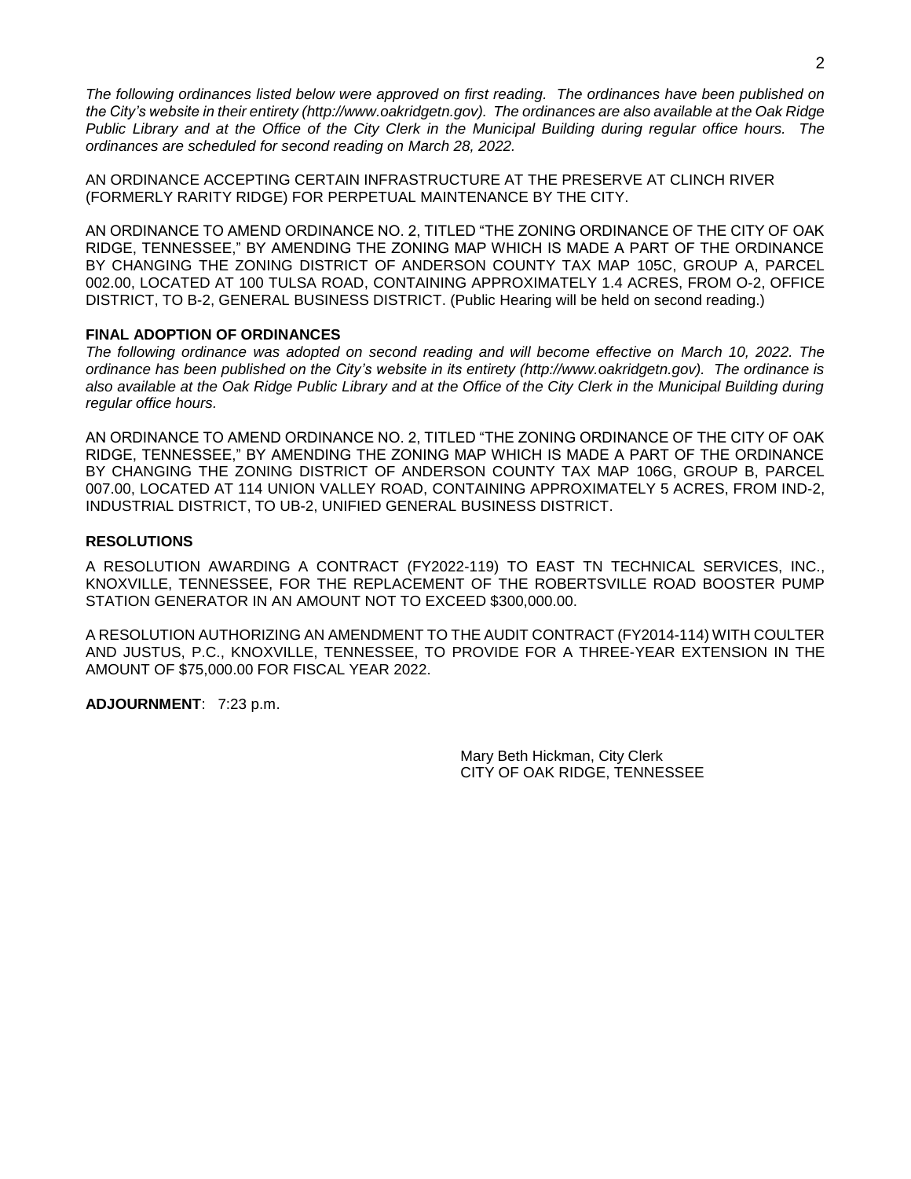*The following ordinances listed below were approved on first reading. The ordinances have been published on the City's website in their entirety (http://www.oakridgetn.gov). The ordinances are also available at the Oak Ridge Public Library and at the Office of the City Clerk in the Municipal Building during regular office hours. The ordinances are scheduled for second reading on March 28, 2022.*

AN ORDINANCE ACCEPTING CERTAIN INFRASTRUCTURE AT THE PRESERVE AT CLINCH RIVER (FORMERLY RARITY RIDGE) FOR PERPETUAL MAINTENANCE BY THE CITY.

AN ORDINANCE TO AMEND ORDINANCE NO. 2, TITLED "THE ZONING ORDINANCE OF THE CITY OF OAK RIDGE, TENNESSEE," BY AMENDING THE ZONING MAP WHICH IS MADE A PART OF THE ORDINANCE BY CHANGING THE ZONING DISTRICT OF ANDERSON COUNTY TAX MAP 105C, GROUP A, PARCEL 002.00, LOCATED AT 100 TULSA ROAD, CONTAINING APPROXIMATELY 1.4 ACRES, FROM O-2, OFFICE DISTRICT, TO B-2, GENERAL BUSINESS DISTRICT. (Public Hearing will be held on second reading.)

**FINAL ADOPTION OF ORDINANCES**

*The following ordinance was adopted on second reading and will become effective on March 10, 2022. The ordinance has been published on the City's website in its entirety (http://www.oakridgetn.gov). The ordinance is also available at the Oak Ridge Public Library and at the Office of the City Clerk in the Municipal Building during regular office hours.*

AN ORDINANCE TO AMEND ORDINANCE NO. 2, TITLED "THE ZONING ORDINANCE OF THE CITY OF OAK RIDGE, TENNESSEE," BY AMENDING THE ZONING MAP WHICH IS MADE A PART OF THE ORDINANCE BY CHANGING THE ZONING DISTRICT OF ANDERSON COUNTY TAX MAP 106G, GROUP B, PARCEL 007.00, LOCATED AT 114 UNION VALLEY ROAD, CONTAINING APPROXIMATELY 5 ACRES, FROM IND-2, INDUSTRIAL DISTRICT, TO UB-2, UNIFIED GENERAL BUSINESS DISTRICT.

**RESOLUTIONS**

A RESOLUTION AWARDING A CONTRACT (FY2022-119) TO EAST TN TECHNICAL SERVICES, INC., KNOXVILLE, TENNESSEE, FOR THE REPLACEMENT OF THE ROBERTSVILLE ROAD BOOSTER PUMP STATION GENERATOR IN AN AMOUNT NOT TO EXCEED $300,000.00.

A RESOLUTION AUTHORIZING AN AMENDMENT TO THE AUDIT CONTRACT (FY2014-114) WITH COULTER AND JUSTUS, P.C., KNOXVILLE, TENNESSEE, TO PROVIDE FOR A THREE-YEAR EXTENSION IN THE AMOUNT OF $75,000.00 FOR FISCAL YEAR 2022.

**ADJOURNMENT**: 7:23 p.m.

Mary Beth Hickman, City Clerk
CITY OF OAK RIDGE, TENNESSEE